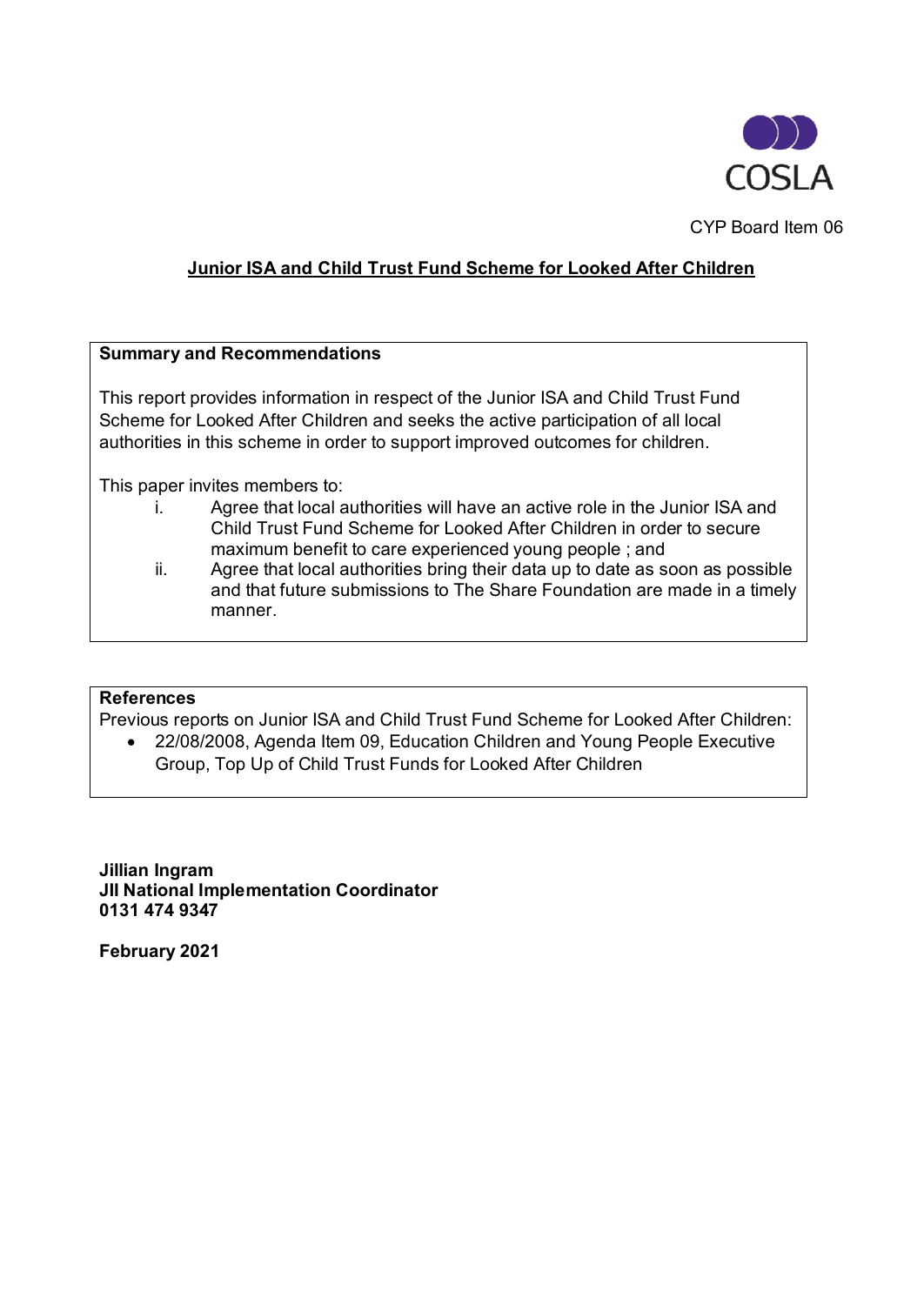CYP Board Item 06

# Junior ISA and Child Trust Fund Scheme for Looked After Children

**Summary and Recommendations**

This report provides information in respect of the Junior ISA and Child Trust Fund Scheme for Looked After Children and seeks the active participation of all local authorities in this scheme in order to support improved outcomes for children.

This paper invites members to:

i. Agree that local authorities will have an active role in the Junior ISA and Child Trust Fund Scheme for Looked After Children in order to secure maximum benefit to care experienced young people ; and

ii. Agree that local authorities bring their data up to date as soon as possible and that future submissions to The Share Foundation are made in a timely manner.

**References**

Previous reports on Junior ISA and Child Trust Fund Scheme for Looked After Children:

- 22/08/2008, Agenda Item 09, Education Children and Young People Executive Group, Top Up of Child Trust Funds for Looked After Children

**Jillian Ingram**
**JII National Implementation Coordinator**
**0131 474 9347**

**February 2021**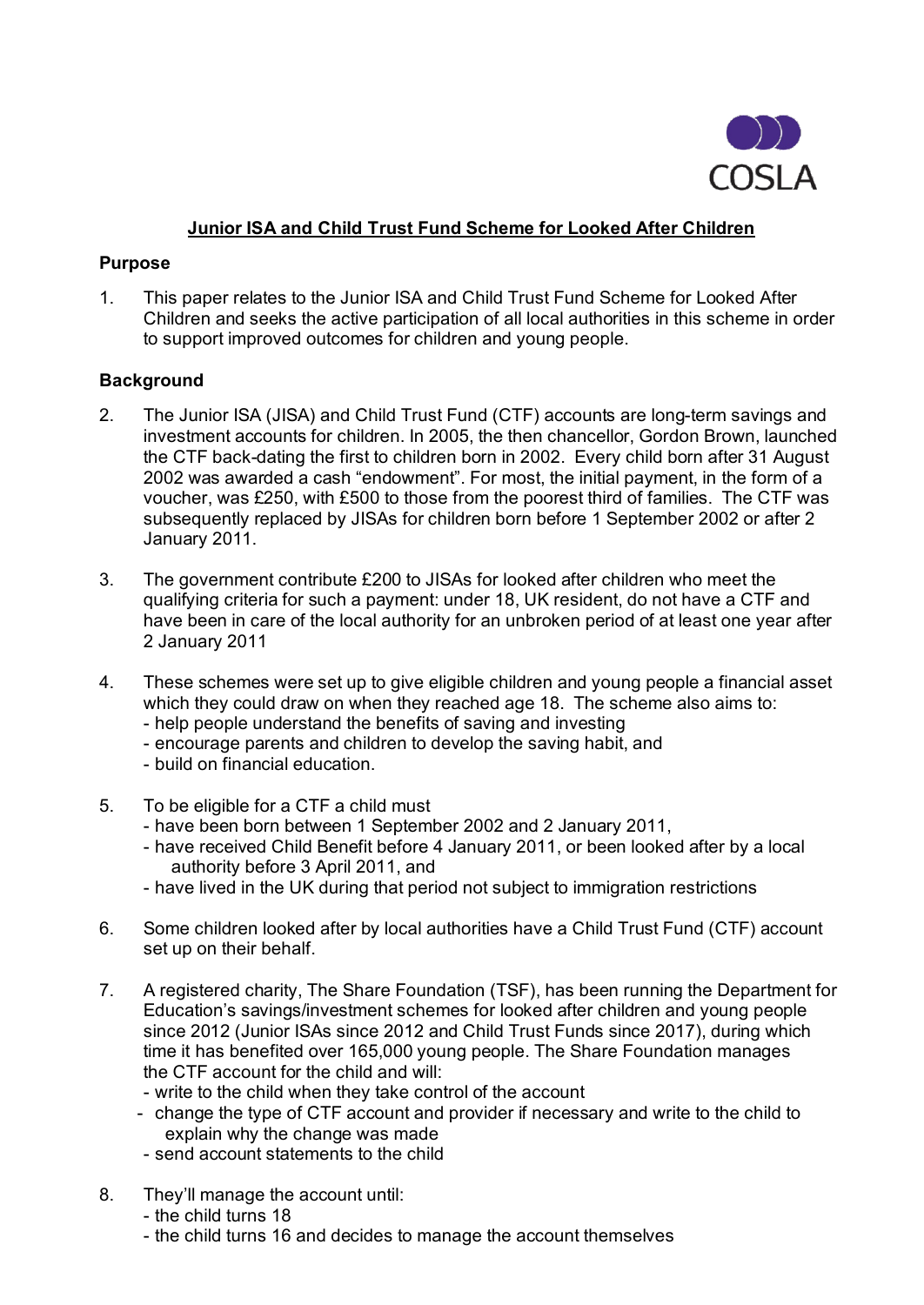COSLA

## Junior ISA and Child Trust Fund Scheme for Looked After Children

### Purpose

1. This paper relates to the Junior ISA and Child Trust Fund Scheme for Looked After Children and seeks the active participation of all local authorities in this scheme in order to support improved outcomes for children and young people.

### Background

2. The Junior ISA (JISA) and Child Trust Fund (CTF) accounts are long-term savings and investment accounts for children. In 2005, the then chancellor, Gordon Brown, launched the CTF back-dating the first to children born in 2002. Every child born after 31 August 2002 was awarded a cash "endowment". For most, the initial payment, in the form of a voucher, was £250, with £500 to those from the poorest third of families. The CTF was subsequently replaced by JISAs for children born before 1 September 2002 or after 2 January 2011.

3. The government contribute £200 to JISAs for looked after children who meet the qualifying criteria for such a payment: under 18, UK resident, do not have a CTF and have been in care of the local authority for an unbroken period of at least one year after 2 January 2011

4. These schemes were set up to give eligible children and young people a financial asset which they could draw on when they reached age 18. The scheme also aims to:
   - help people understand the benefits of saving and investing
   - encourage parents and children to develop the saving habit, and
   - build on financial education.

5. To be eligible for a CTF a child must
   - have been born between 1 September 2002 and 2 January 2011,
   - have received Child Benefit before 4 January 2011, or been looked after by a local authority before 3 April 2011, and
   - have lived in the UK during that period not subject to immigration restrictions

6. Some children looked after by local authorities have a Child Trust Fund (CTF) account set up on their behalf.

7. A registered charity, The Share Foundation (TSF), has been running the Department for Education's savings/investment schemes for looked after children and young people since 2012 (Junior ISAs since 2012 and Child Trust Funds since 2017), during which time it has benefited over 165,000 young people. The Share Foundation manages the CTF account for the child and will:
   - write to the child when they take control of the account
   - change the type of CTF account and provider if necessary and write to the child to explain why the change was made
   - send account statements to the child

8. They'll manage the account until:
   - the child turns 18
   - the child turns 16 and decides to manage the account themselves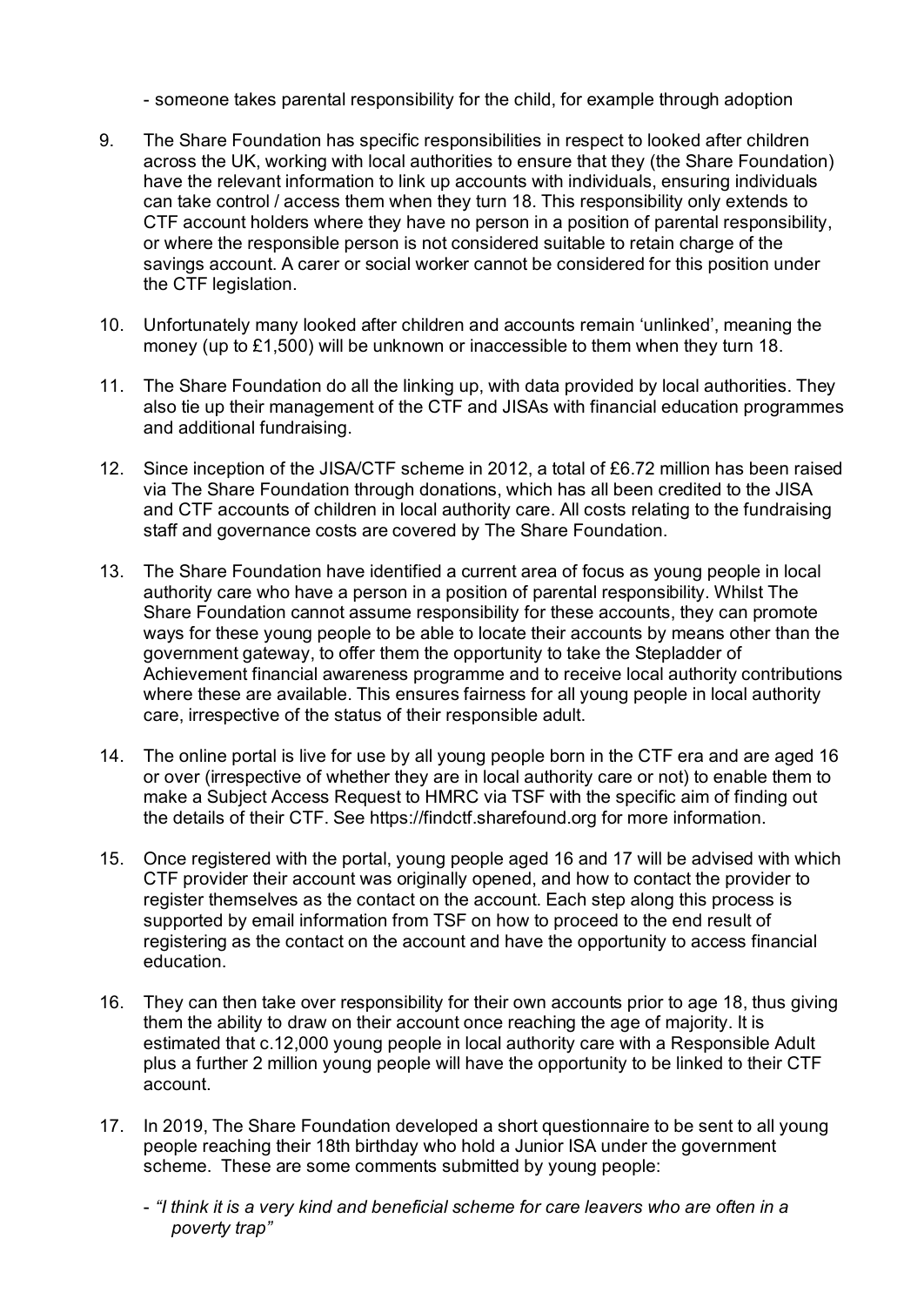- someone takes parental responsibility for the child, for example through adoption

9. The Share Foundation has specific responsibilities in respect to looked after children across the UK, working with local authorities to ensure that they (the Share Foundation) have the relevant information to link up accounts with individuals, ensuring individuals can take control / access them when they turn 18. This responsibility only extends to CTF account holders where they have no person in a position of parental responsibility, or where the responsible person is not considered suitable to retain charge of the savings account. A carer or social worker cannot be considered for this position under the CTF legislation.

10. Unfortunately many looked after children and accounts remain 'unlinked', meaning the money (up to £1,500) will be unknown or inaccessible to them when they turn 18.

11. The Share Foundation do all the linking up, with data provided by local authorities. They also tie up their management of the CTF and JISAs with financial education programmes and additional fundraising.

12. Since inception of the JISA/CTF scheme in 2012, a total of £6.72 million has been raised via The Share Foundation through donations, which has all been credited to the JISA and CTF accounts of children in local authority care. All costs relating to the fundraising staff and governance costs are covered by The Share Foundation.

13. The Share Foundation have identified a current area of focus as young people in local authority care who have a person in a position of parental responsibility. Whilst The Share Foundation cannot assume responsibility for these accounts, they can promote ways for these young people to be able to locate their accounts by means other than the government gateway, to offer them the opportunity to take the Stepladder of Achievement financial awareness programme and to receive local authority contributions where these are available. This ensures fairness for all young people in local authority care, irrespective of the status of their responsible adult.

14. The online portal is live for use by all young people born in the CTF era and are aged 16 or over (irrespective of whether they are in local authority care or not) to enable them to make a Subject Access Request to HMRC via TSF with the specific aim of finding out the details of their CTF. See https://findctf.sharefound.org for more information.

15. Once registered with the portal, young people aged 16 and 17 will be advised with which CTF provider their account was originally opened, and how to contact the provider to register themselves as the contact on the account. Each step along this process is supported by email information from TSF on how to proceed to the end result of registering as the contact on the account and have the opportunity to access financial education.

16. They can then take over responsibility for their own accounts prior to age 18, thus giving them the ability to draw on their account once reaching the age of majority. It is estimated that c.12,000 young people in local authority care with a Responsible Adult plus a further 2 million young people will have the opportunity to be linked to their CTF account.

17. In 2019, The Share Foundation developed a short questionnaire to be sent to all young people reaching their 18th birthday who hold a Junior ISA under the government scheme. These are some comments submitted by young people:

    - *"I think it is a very kind and beneficial scheme for care leavers who are often in a poverty trap"*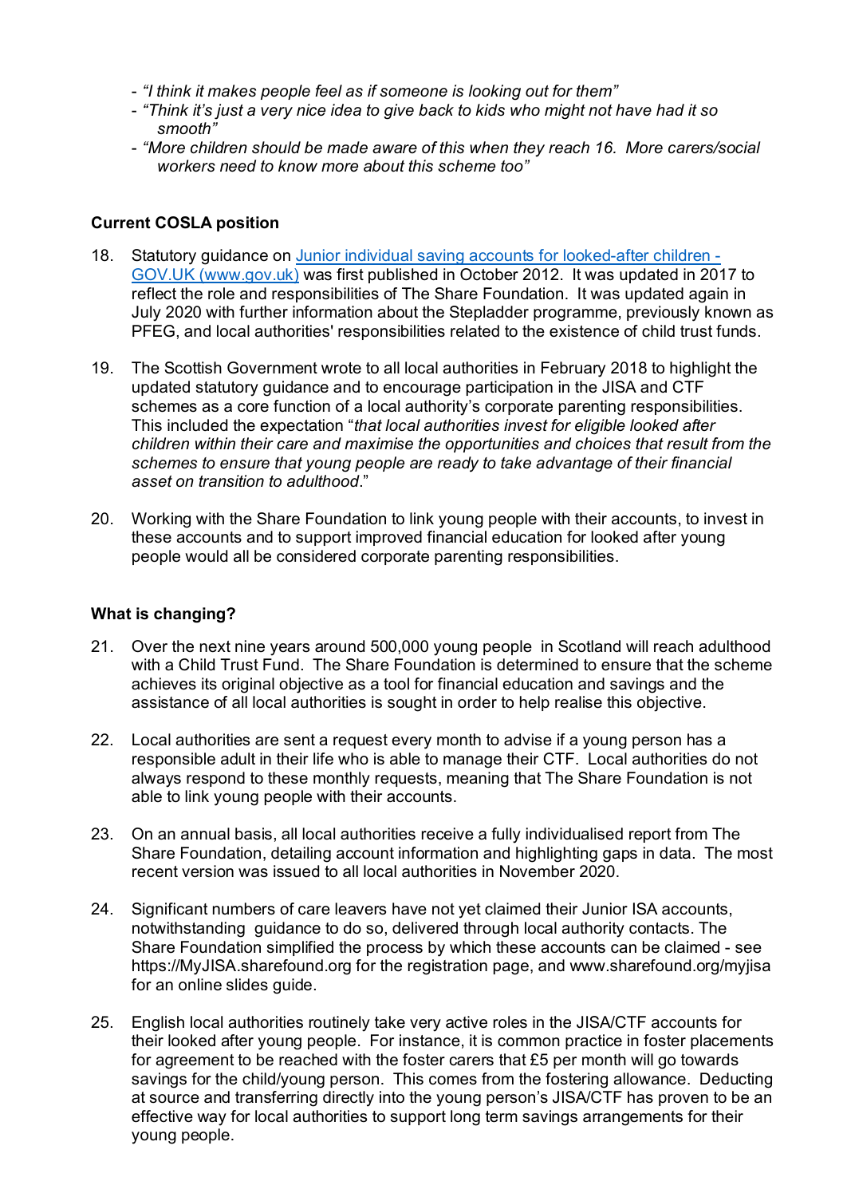- *"I think it makes people feel as if someone is looking out for them"*
- *"Think it's just a very nice idea to give back to kids who might not have had it so smooth"*
- *"More children should be made aware of this when they reach 16. More carers/social workers need to know more about this scheme too"*

**Current COSLA position**

18. Statutory guidance on [Junior individual saving accounts for looked-after children - GOV.UK (www.gov.uk)](www.gov.uk) was first published in October 2012. It was updated in 2017 to reflect the role and responsibilities of The Share Foundation. It was updated again in July 2020 with further information about the Stepladder programme, previously known as PFEG, and local authorities' responsibilities related to the existence of child trust funds.

19. The Scottish Government wrote to all local authorities in February 2018 to highlight the updated statutory guidance and to encourage participation in the JISA and CTF schemes as a core function of a local authority's corporate parenting responsibilities. This included the expectation "*that local authorities invest for eligible looked after children within their care and maximise the opportunities and choices that result from the schemes to ensure that young people are ready to take advantage of their financial asset on transition to adulthood*."

20. Working with the Share Foundation to link young people with their accounts, to invest in these accounts and to support improved financial education for looked after young people would all be considered corporate parenting responsibilities.

**What is changing?**

21. Over the next nine years around 500,000 young people in Scotland will reach adulthood with a Child Trust Fund. The Share Foundation is determined to ensure that the scheme achieves its original objective as a tool for financial education and savings and the assistance of all local authorities is sought in order to help realise this objective.

22. Local authorities are sent a request every month to advise if a young person has a responsible adult in their life who is able to manage their CTF. Local authorities do not always respond to these monthly requests, meaning that The Share Foundation is not able to link young people with their accounts.

23. On an annual basis, all local authorities receive a fully individualised report from The Share Foundation, detailing account information and highlighting gaps in data. The most recent version was issued to all local authorities in November 2020.

24. Significant numbers of care leavers have not yet claimed their Junior ISA accounts, notwithstanding guidance to do so, delivered through local authority contacts. The Share Foundation simplified the process by which these accounts can be claimed - see https://MyJISA.sharefound.org for the registration page, and www.sharefound.org/myjisa for an online slides guide.

25. English local authorities routinely take very active roles in the JISA/CTF accounts for their looked after young people. For instance, it is common practice in foster placements for agreement to be reached with the foster carers that £5 per month will go towards savings for the child/young person. This comes from the fostering allowance. Deducting at source and transferring directly into the young person's JISA/CTF has proven to be an effective way for local authorities to support long term savings arrangements for their young people.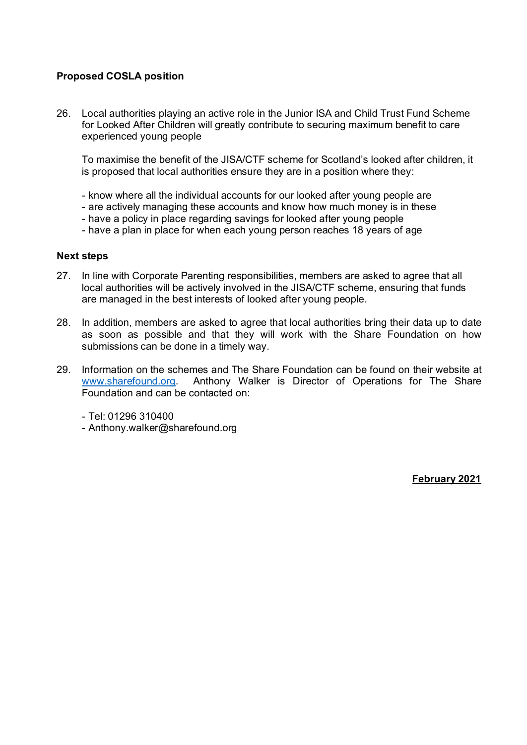**Proposed COSLA position**

26. Local authorities playing an active role in the Junior ISA and Child Trust Fund Scheme for Looked After Children will greatly contribute to securing maximum benefit to care experienced young people

    To maximise the benefit of the JISA/CTF scheme for Scotland's looked after children, it is proposed that local authorities ensure they are in a position where they:

    - know where all the individual accounts for our looked after young people are
    - are actively managing these accounts and know how much money is in these
    - have a policy in place regarding savings for looked after young people
    - have a plan in place for when each young person reaches 18 years of age

**Next steps**

27. In line with Corporate Parenting responsibilities, members are asked to agree that all local authorities will be actively involved in the JISA/CTF scheme, ensuring that funds are managed in the best interests of looked after young people.

28. In addition, members are asked to agree that local authorities bring their data up to date as soon as possible and that they will work with the Share Foundation on how submissions can be done in a timely way.

29. Information on the schemes and The Share Foundation can be found on their website at www.sharefound.org. Anthony Walker is Director of Operations for The Share Foundation and can be contacted on:

    - Tel: 01296 310400
    - Anthony.walker@sharefound.org

**February 2021**